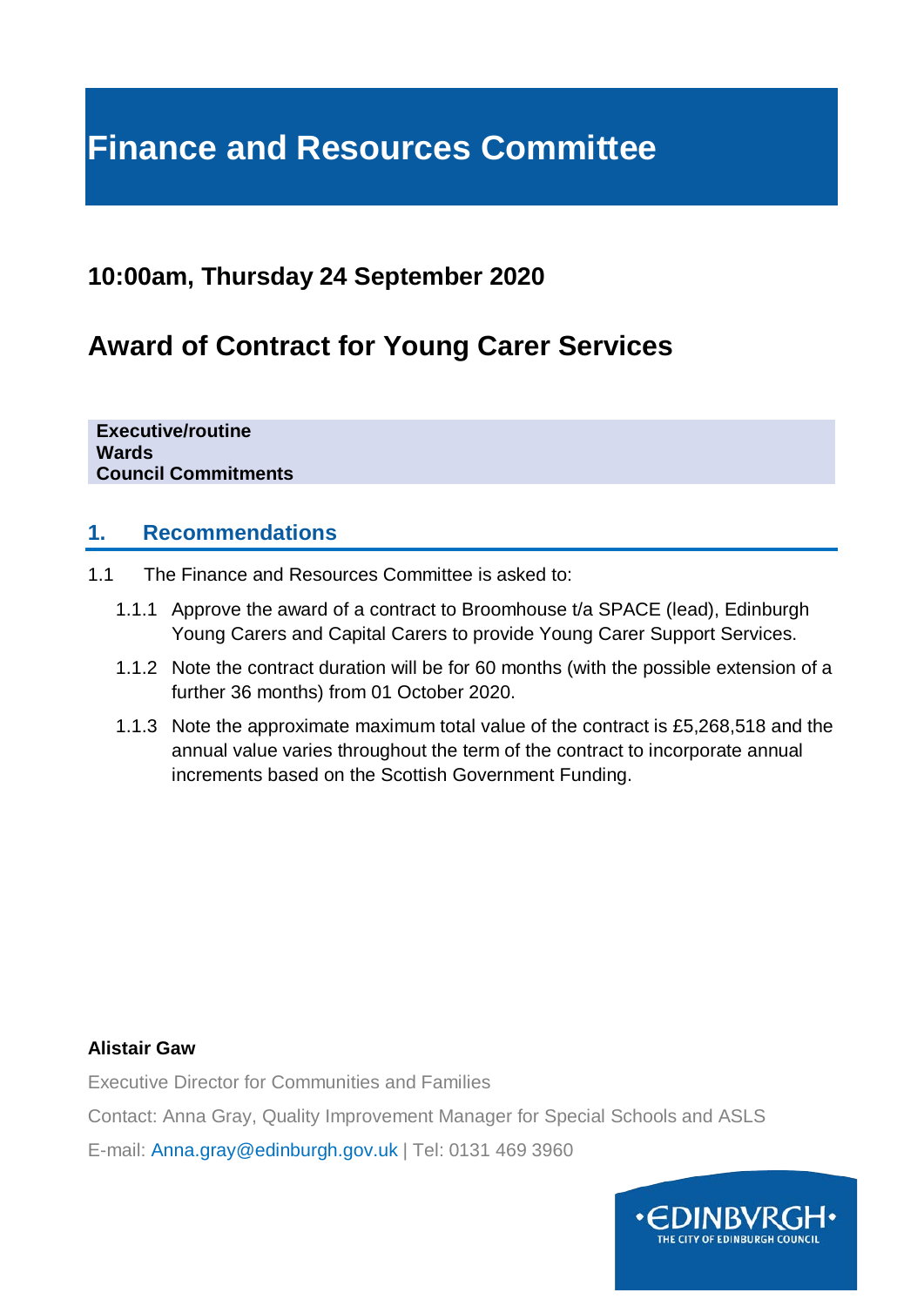# Finance and Resources Committee

## 10:00am, Thursday 24 September 2020

## Award of Contract for Young Carer Services

**Executive/routine**
**Wards**
**Council Commitments**

### 1. Recommendations

1.1 The Finance and Resources Committee is asked to:

1.1.1 Approve the award of a contract to Broomhouse t/a SPACE (lead), Edinburgh Young Carers and Capital Carers to provide Young Carer Support Services.

1.1.2 Note the contract duration will be for 60 months (with the possible extension of a further 36 months) from 01 October 2020.

1.1.3 Note the approximate maximum total value of the contract is £5,268,518 and the annual value varies throughout the term of the contract to incorporate annual increments based on the Scottish Government Funding.

**Alistair Gaw**

Executive Director for Communities and Families

Contact: Anna Gray, Quality Improvement Manager for Special Schools and ASLS

E-mail: Anna.gray@edinburgh.gov.uk | Tel: 0131 469 3960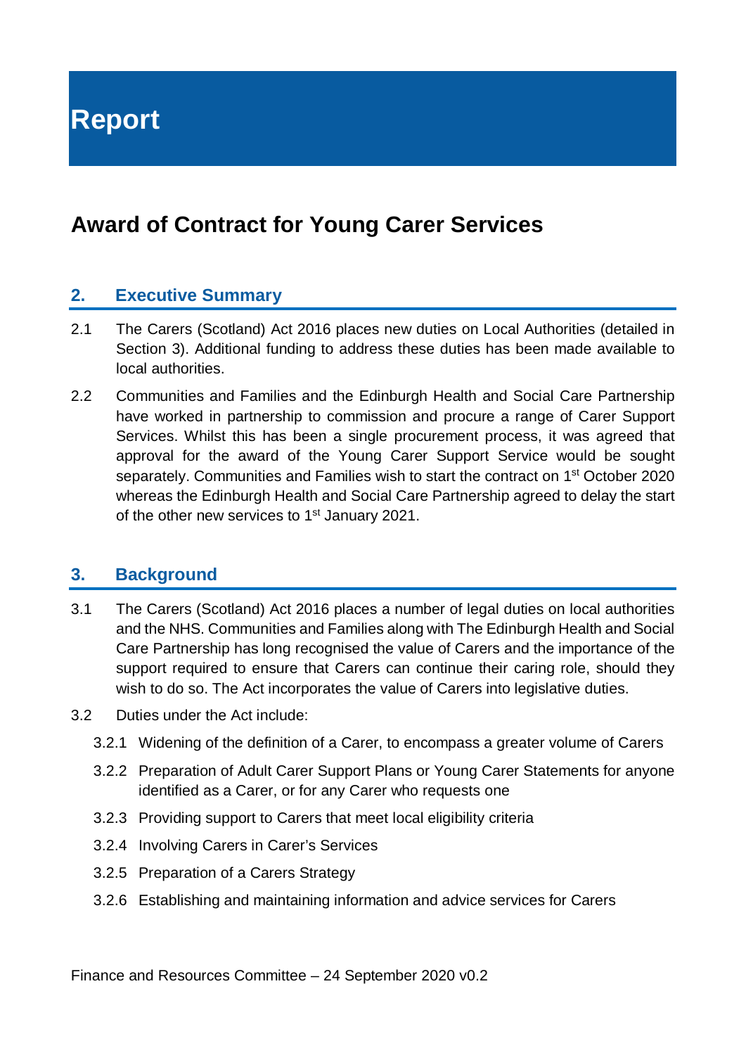# Report

## Award of Contract for Young Carer Services

### 2. Executive Summary

2.1 The Carers (Scotland) Act 2016 places new duties on Local Authorities (detailed in Section 3). Additional funding to address these duties has been made available to local authorities.

2.2 Communities and Families and the Edinburgh Health and Social Care Partnership have worked in partnership to commission and procure a range of Carer Support Services. Whilst this has been a single procurement process, it was agreed that approval for the award of the Young Carer Support Service would be sought separately. Communities and Families wish to start the contract on 1st October 2020 whereas the Edinburgh Health and Social Care Partnership agreed to delay the start of the other new services to 1st January 2021.

### 3. Background

3.1 The Carers (Scotland) Act 2016 places a number of legal duties on local authorities and the NHS. Communities and Families along with The Edinburgh Health and Social Care Partnership has long recognised the value of Carers and the importance of the support required to ensure that Carers can continue their caring role, should they wish to do so. The Act incorporates the value of Carers into legislative duties.

3.2 Duties under the Act include:

- 3.2.1 Widening of the definition of a Carer, to encompass a greater volume of Carers
- 3.2.2 Preparation of Adult Carer Support Plans or Young Carer Statements for anyone identified as a Carer, or for any Carer who requests one
- 3.2.3 Providing support to Carers that meet local eligibility criteria
- 3.2.4 Involving Carers in Carer's Services
- 3.2.5 Preparation of a Carers Strategy
- 3.2.6 Establishing and maintaining information and advice services for Carers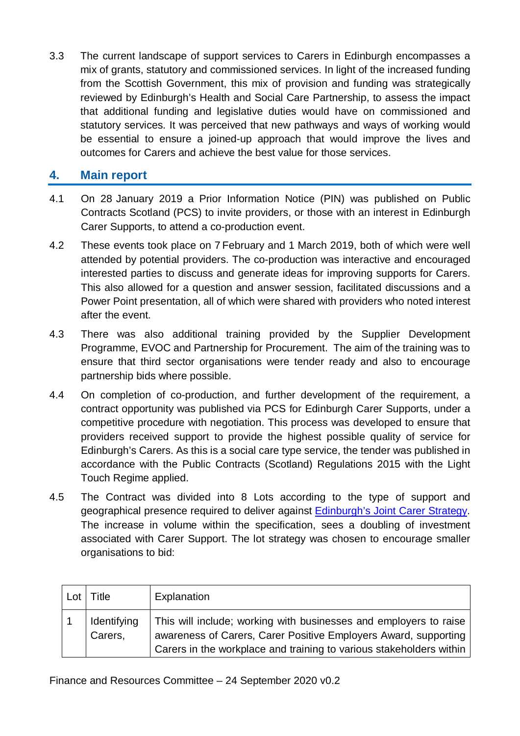3.3 The current landscape of support services to Carers in Edinburgh encompasses a mix of grants, statutory and commissioned services. In light of the increased funding from the Scottish Government, this mix of provision and funding was strategically reviewed by Edinburgh's Health and Social Care Partnership, to assess the impact that additional funding and legislative duties would have on commissioned and statutory services. It was perceived that new pathways and ways of working would be essential to ensure a joined-up approach that would improve the lives and outcomes for Carers and achieve the best value for those services.

## 4. Main report

4.1 On 28 January 2019 a Prior Information Notice (PIN) was published on Public Contracts Scotland (PCS) to invite providers, or those with an interest in Edinburgh Carer Supports, to attend a co-production event.

4.2 These events took place on 7 February and 1 March 2019, both of which were well attended by potential providers. The co-production was interactive and encouraged interested parties to discuss and generate ideas for improving supports for Carers. This also allowed for a question and answer session, facilitated discussions and a Power Point presentation, all of which were shared with providers who noted interest after the event.

4.3 There was also additional training provided by the Supplier Development Programme, EVOC and Partnership for Procurement. The aim of the training was to ensure that third sector organisations were tender ready and also to encourage partnership bids where possible.

4.4 On completion of co-production, and further development of the requirement, a contract opportunity was published via PCS for Edinburgh Carer Supports, under a competitive procedure with negotiation. This process was developed to ensure that providers received support to provide the highest possible quality of service for Edinburgh's Carers. As this is a social care type service, the tender was published in accordance with the Public Contracts (Scotland) Regulations 2015 with the Light Touch Regime applied.

4.5 The Contract was divided into 8 Lots according to the type of support and geographical presence required to deliver against [Edinburgh's Joint Carer Strategy](). The increase in volume within the specification, sees a doubling of investment associated with Carer Support. The lot strategy was chosen to encourage smaller organisations to bid:

| Lot | Title | Explanation |
|---|---|---|
| 1 | Identifying Carers, | This will include; working with businesses and employers to raise awareness of Carers, Carer Positive Employers Award, supporting Carers in the workplace and training to various stakeholders within |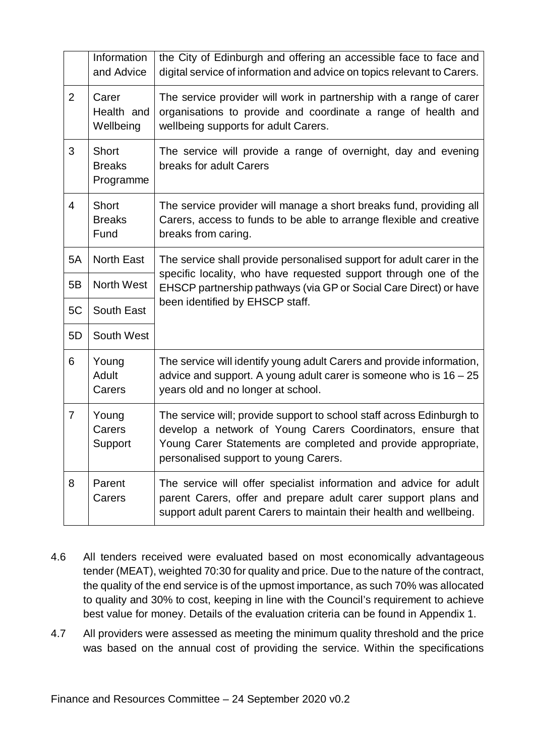|  | Information and Advice | the City of Edinburgh and offering an accessible face to face and digital service of information and advice on topics relevant to Carers. |
|---|---|---|
| 2 | Carer Health and Wellbeing | The service provider will work in partnership with a range of carer organisations to provide and coordinate a range of health and wellbeing supports for adult Carers. |
| 3 | Short Breaks Programme | The service will provide a range of overnight, day and evening breaks for adult Carers |
| 4 | Short Breaks Fund | The service provider will manage a short breaks fund, providing all Carers, access to funds to be able to arrange flexible and creative breaks from caring. |
| 5A | North East | The service shall provide personalised support for adult carer in the specific locality, who have requested support through one of the EHSCP partnership pathways (via GP or Social Care Direct) or have been identified by EHSCP staff. |
| 5B | North West | |
| 5C | South East | |
| 5D | South West | |
| 6 | Young Adult Carers | The service will identify young adult Carers and provide information, advice and support. A young adult carer is someone who is 16 – 25 years old and no longer at school. |
| 7 | Young Carers Support | The service will; provide support to school staff across Edinburgh to develop a network of Young Carers Coordinators, ensure that Young Carer Statements are completed and provide appropriate, personalised support to young Carers. |
| 8 | Parent Carers | The service will offer specialist information and advice for adult parent Carers, offer and prepare adult carer support plans and support adult parent Carers to maintain their health and wellbeing. |

4.6 All tenders received were evaluated based on most economically advantageous tender (MEAT), weighted 70:30 for quality and price. Due to the nature of the contract, the quality of the end service is of the upmost importance, as such 70% was allocated to quality and 30% to cost, keeping in line with the Council's requirement to achieve best value for money. Details of the evaluation criteria can be found in Appendix 1.

4.7 All providers were assessed as meeting the minimum quality threshold and the price was based on the annual cost of providing the service. Within the specifications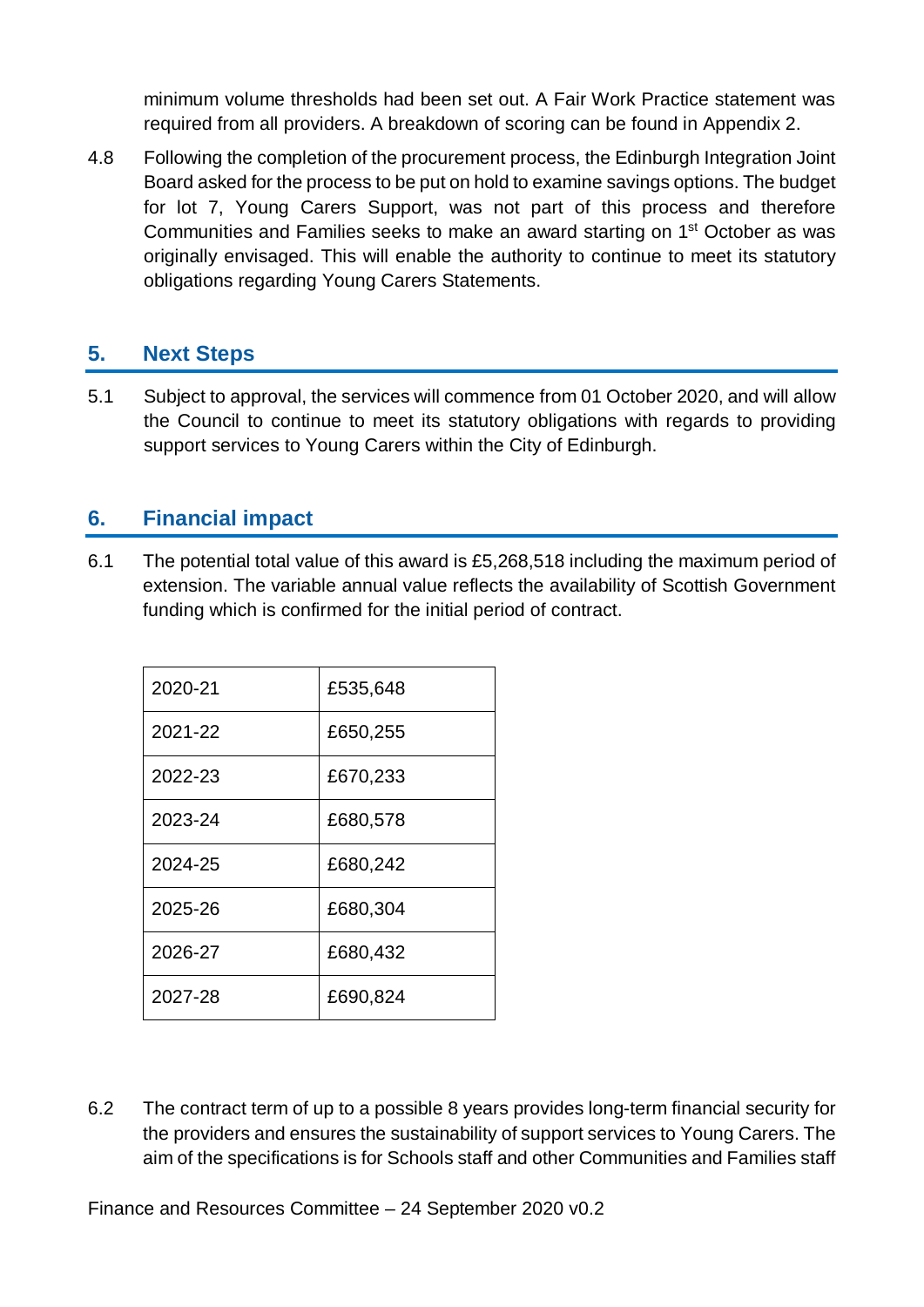minimum volume thresholds had been set out. A Fair Work Practice statement was required from all providers. A breakdown of scoring can be found in Appendix 2.

4.8 Following the completion of the procurement process, the Edinburgh Integration Joint Board asked for the process to be put on hold to examine savings options. The budget for lot 7, Young Carers Support, was not part of this process and therefore Communities and Families seeks to make an award starting on 1st October as was originally envisaged. This will enable the authority to continue to meet its statutory obligations regarding Young Carers Statements.

## 5. Next Steps

5.1 Subject to approval, the services will commence from 01 October 2020, and will allow the Council to continue to meet its statutory obligations with regards to providing support services to Young Carers within the City of Edinburgh.

## 6. Financial impact

6.1 The potential total value of this award is £5,268,518 including the maximum period of extension. The variable annual value reflects the availability of Scottish Government funding which is confirmed for the initial period of contract.

| | |
|---|---|
| 2020-21 | £535,648 |
| 2021-22 | £650,255 |
| 2022-23 | £670,233 |
| 2023-24 | £680,578 |
| 2024-25 | £680,242 |
| 2025-26 | £680,304 |
| 2026-27 | £680,432 |
| 2027-28 | £690,824 |

6.2 The contract term of up to a possible 8 years provides long-term financial security for the providers and ensures the sustainability of support services to Young Carers. The aim of the specifications is for Schools staff and other Communities and Families staff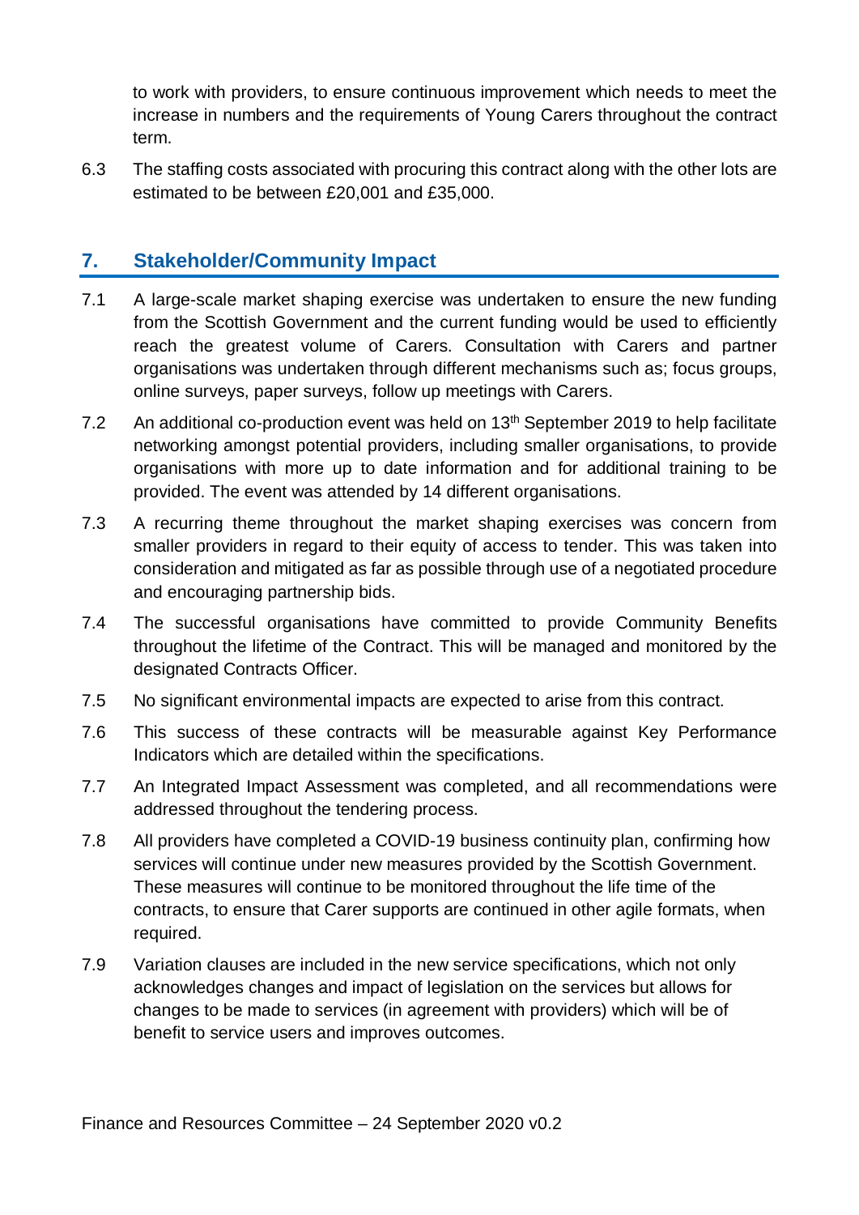to work with providers, to ensure continuous improvement which needs to meet the increase in numbers and the requirements of Young Carers throughout the contract term.

6.3 The staffing costs associated with procuring this contract along with the other lots are estimated to be between £20,001 and £35,000.

## 7. Stakeholder/Community Impact

7.1 A large-scale market shaping exercise was undertaken to ensure the new funding from the Scottish Government and the current funding would be used to efficiently reach the greatest volume of Carers. Consultation with Carers and partner organisations was undertaken through different mechanisms such as; focus groups, online surveys, paper surveys, follow up meetings with Carers.

7.2 An additional co-production event was held on 13th September 2019 to help facilitate networking amongst potential providers, including smaller organisations, to provide organisations with more up to date information and for additional training to be provided. The event was attended by 14 different organisations.

7.3 A recurring theme throughout the market shaping exercises was concern from smaller providers in regard to their equity of access to tender. This was taken into consideration and mitigated as far as possible through use of a negotiated procedure and encouraging partnership bids.

7.4 The successful organisations have committed to provide Community Benefits throughout the lifetime of the Contract. This will be managed and monitored by the designated Contracts Officer.

7.5 No significant environmental impacts are expected to arise from this contract.

7.6 This success of these contracts will be measurable against Key Performance Indicators which are detailed within the specifications.

7.7 An Integrated Impact Assessment was completed, and all recommendations were addressed throughout the tendering process.

7.8 All providers have completed a COVID-19 business continuity plan, confirming how services will continue under new measures provided by the Scottish Government. These measures will continue to be monitored throughout the life time of the contracts, to ensure that Carer supports are continued in other agile formats, when required.

7.9 Variation clauses are included in the new service specifications, which not only acknowledges changes and impact of legislation on the services but allows for changes to be made to services (in agreement with providers) which will be of benefit to service users and improves outcomes.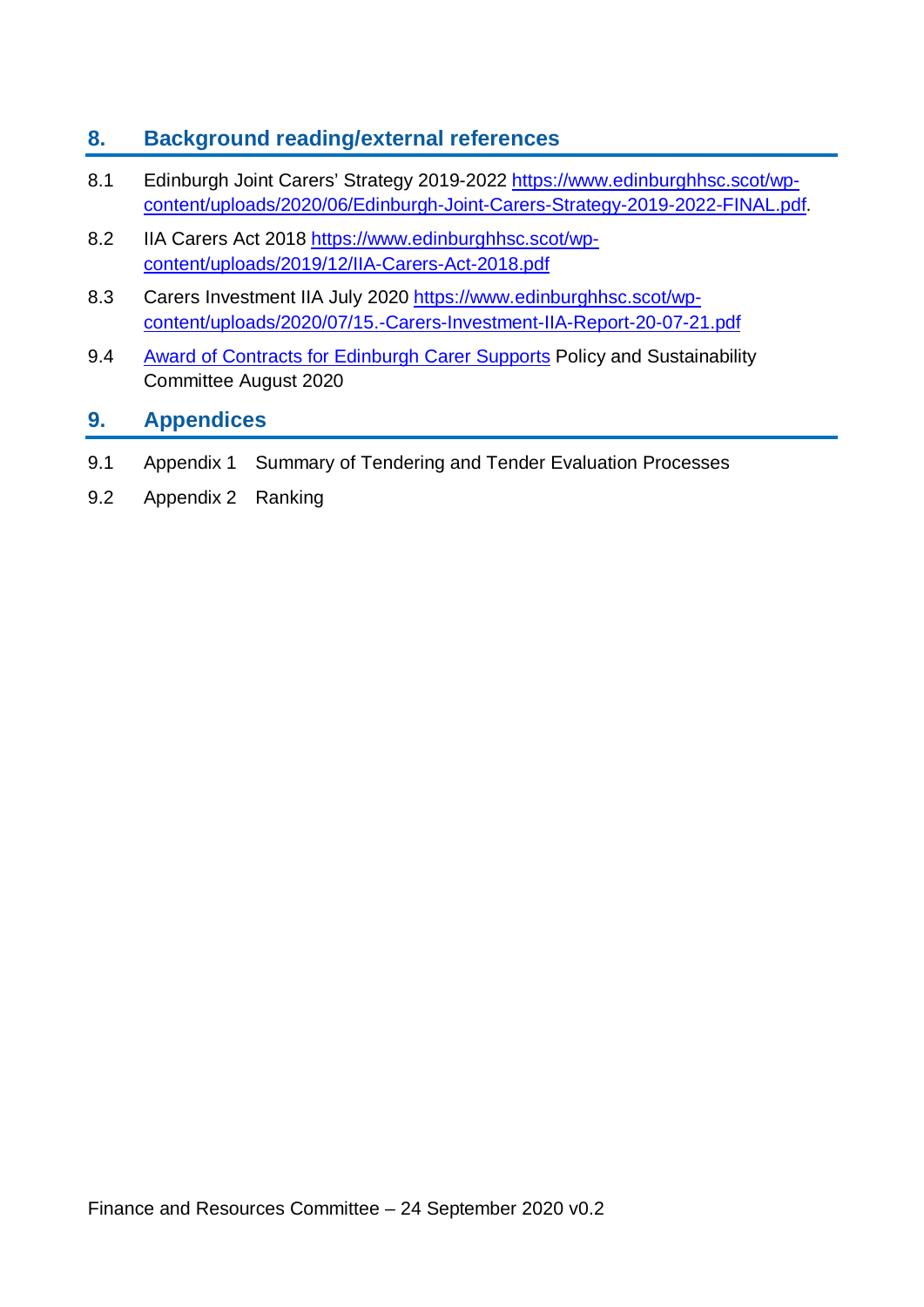## 8. Background reading/external references

8.1 Edinburgh Joint Carers' Strategy 2019-2022 [https://www.edinburghhsc.scot/wp-content/uploads/2020/06/Edinburgh-Joint-Carers-Strategy-2019-2022-FINAL.pdf](https://www.edinburghhsc.scot/wp-content/uploads/2020/06/Edinburgh-Joint-Carers-Strategy-2019-2022-FINAL.pdf).

8.2 IIA Carers Act 2018 [https://www.edinburghhsc.scot/wp-content/uploads/2019/12/IIA-Carers-Act-2018.pdf](https://www.edinburghhsc.scot/wp-content/uploads/2019/12/IIA-Carers-Act-2018.pdf)

8.3 Carers Investment IIA July 2020 [https://www.edinburghhsc.scot/wp-content/uploads/2020/07/15.-Carers-Investment-IIA-Report-20-07-21.pdf](https://www.edinburghhsc.scot/wp-content/uploads/2020/07/15.-Carers-Investment-IIA-Report-20-07-21.pdf)

9.4 Award of Contracts for Edinburgh Carer Supports Policy and Sustainability Committee August 2020

## 9. Appendices

9.1 Appendix 1 Summary of Tendering and Tender Evaluation Processes

9.2 Appendix 2 Ranking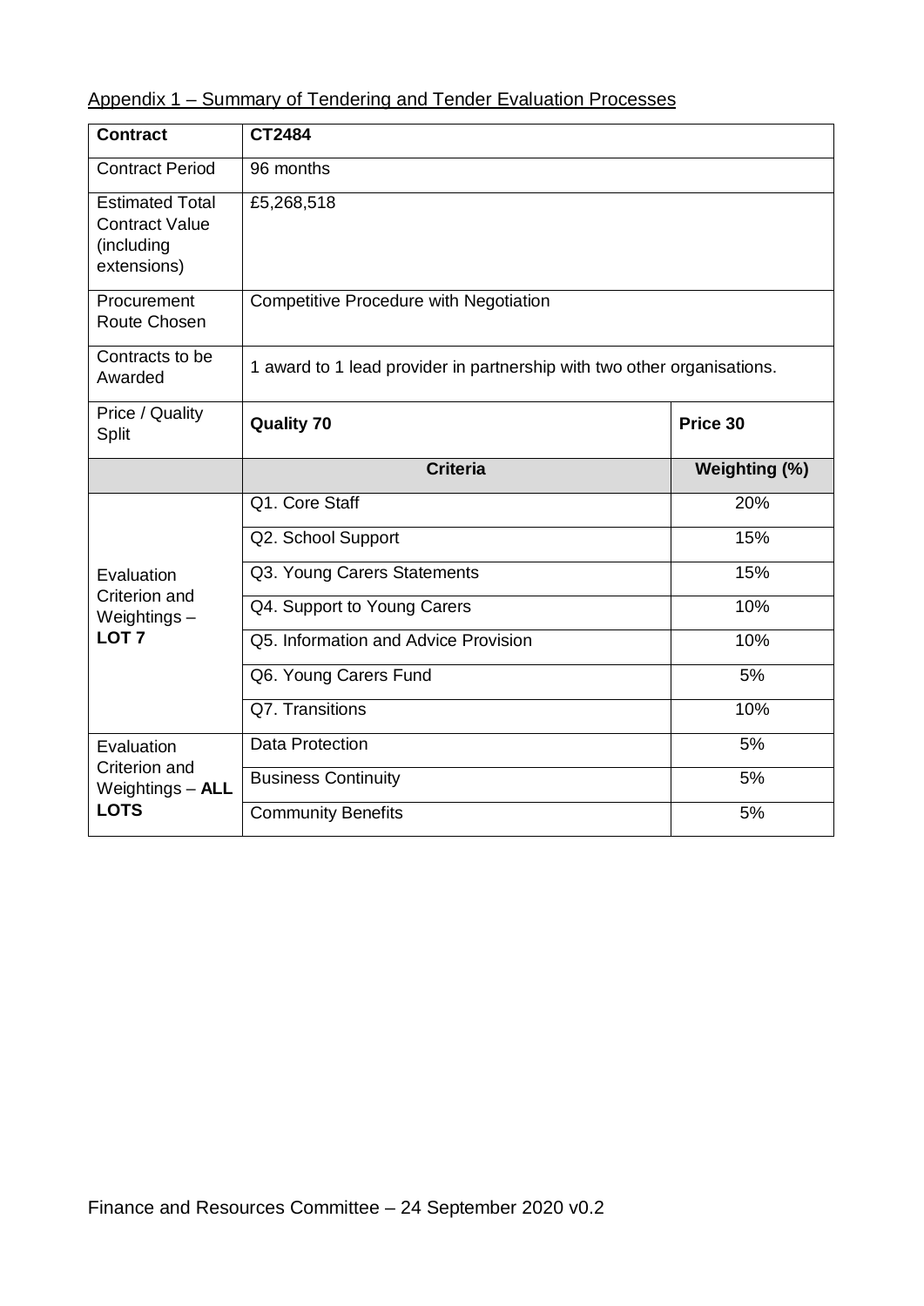Appendix 1 – Summary of Tendering and Tender Evaluation Processes

| **Contract** | **CT2484** | |
|---|---|---|
| Contract Period | 96 months | |
| Estimated Total Contract Value (including extensions) | £5,268,518 | |
| Procurement Route Chosen | Competitive Procedure with Negotiation | |
| Contracts to be Awarded | 1 award to 1 lead provider in partnership with two other organisations. | |
| Price / Quality Split | **Quality 70** | **Price 30** |
| | **Criteria** | **Weighting (%)** |
| Evaluation Criterion and Weightings – **LOT 7** | Q1. Core Staff | 20% |
| | Q2. School Support | 15% |
| | Q3. Young Carers Statements | 15% |
| | Q4. Support to Young Carers | 10% |
| | Q5. Information and Advice Provision | 10% |
| | Q6. Young Carers Fund | 5% |
| | Q7. Transitions | 10% |
| Evaluation Criterion and Weightings – **ALL LOTS** | Data Protection | 5% |
| | Business Continuity | 5% |
| | Community Benefits | 5% |

Finance and Resources Committee – 24 September 2020 v0.2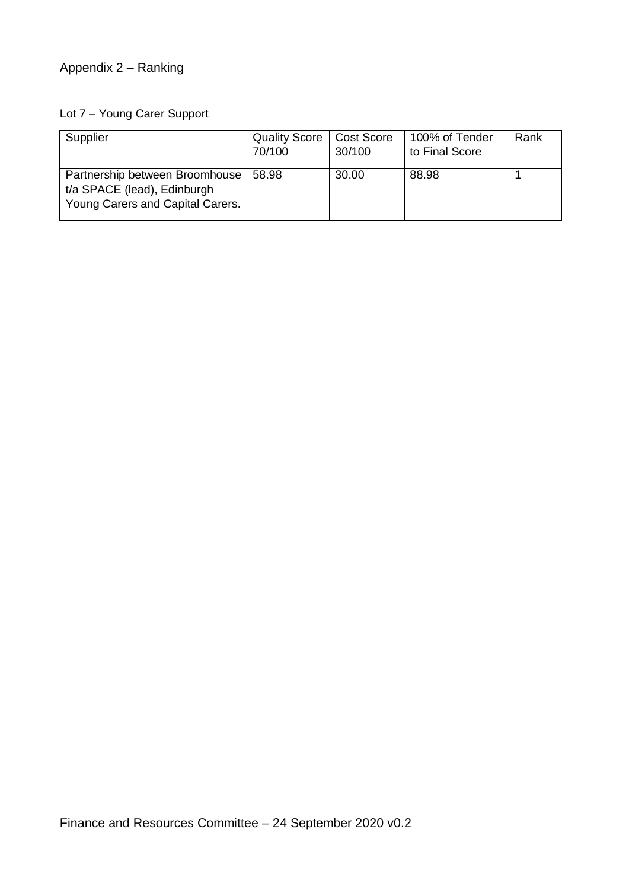Appendix 2 – Ranking

Lot 7 – Young Carer Support

| Supplier | Quality Score 70/100 | Cost Score 30/100 | 100% of Tender to Final Score | Rank |
|---|---|---|---|---|
| Partnership between Broomhouse t/a SPACE (lead), Edinburgh Young Carers and Capital Carers. | 58.98 | 30.00 | 88.98 | 1 |